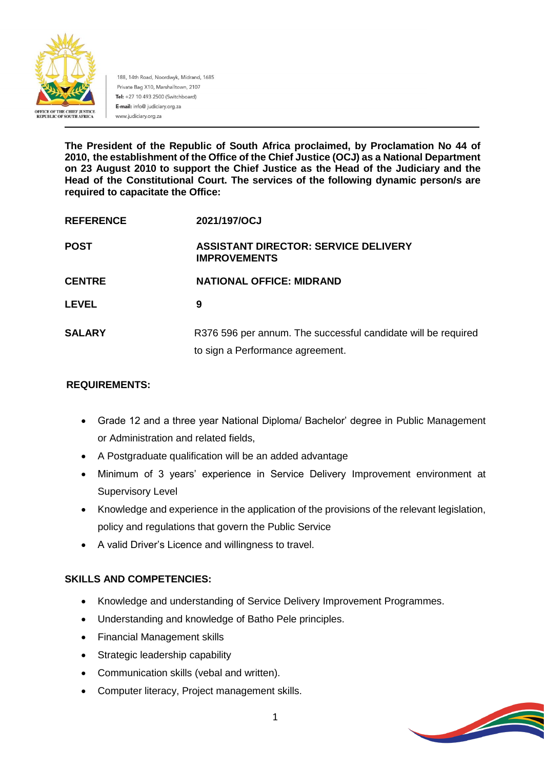188, 14th Road, Noordwyk, Midrand, 1685
Private Bag X10, Marshalltown, 2107
**Tel:** +27 10 493 2500 (Switchboard)
**E-mail:** info@ judiciary.org.za
www.judiciary.org.za

OFFICE OF THE CHIEF JUSTICE
REPUBLIC OF SOUTH AFRICA

**The President of the Republic of South Africa proclaimed, by Proclamation No 44 of 2010, the establishment of the Office of the Chief Justice (OCJ) as a National Department on 23 August 2010 to support the Chief Justice as the Head of the Judiciary and the Head of the Constitutional Court. The services of the following dynamic person/s are required to capacitate the Office:**

| | |
|---|---|
| **REFERENCE** | **2021/197/OCJ** |
| **POST** | **ASSISTANT DIRECTOR: SERVICE DELIVERY IMPROVEMENTS** |
| **CENTRE** | **NATIONAL OFFICE: MIDRAND** |
| **LEVEL** | **9** |
| **SALARY** | R376 596 per annum. The successful candidate will be required to sign a Performance agreement. |

**REQUIREMENTS:**

- Grade 12 and a three year National Diploma/ Bachelor' degree in Public Management or Administration and related fields,
- A Postgraduate qualification will be an added advantage
- Minimum of 3 years' experience in Service Delivery Improvement environment at Supervisory Level
- Knowledge and experience in the application of the provisions of the relevant legislation, policy and regulations that govern the Public Service
- A valid Driver's Licence and willingness to travel.

**SKILLS AND COMPETENCIES:**

- Knowledge and understanding of Service Delivery Improvement Programmes.
- Understanding and knowledge of Batho Pele principles.
- Financial Management skills
- Strategic leadership capability
- Communication skills (vebal and written).
- Computer literacy, Project management skills.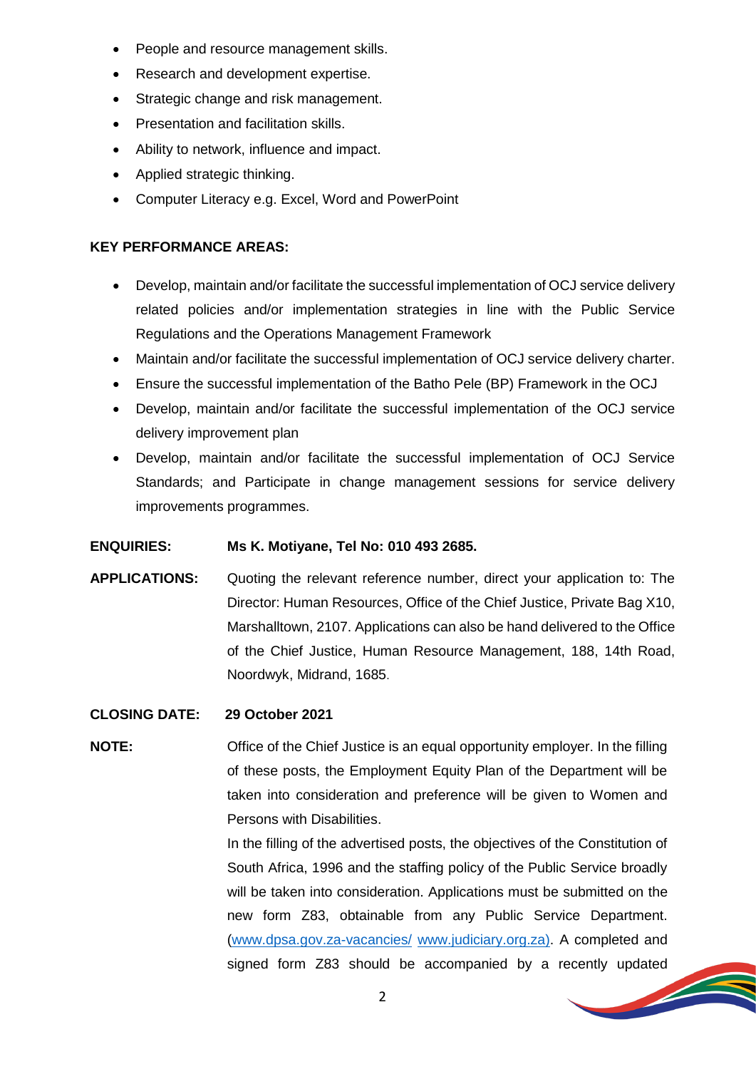- People and resource management skills.
- Research and development expertise.
- Strategic change and risk management.
- Presentation and facilitation skills.
- Ability to network, influence and impact.
- Applied strategic thinking.
- Computer Literacy e.g. Excel, Word and PowerPoint

**KEY PERFORMANCE AREAS:**

- Develop, maintain and/or facilitate the successful implementation of OCJ service delivery related policies and/or implementation strategies in line with the Public Service Regulations and the Operations Management Framework
- Maintain and/or facilitate the successful implementation of OCJ service delivery charter.
- Ensure the successful implementation of the Batho Pele (BP) Framework in the OCJ
- Develop, maintain and/or facilitate the successful implementation of the OCJ service delivery improvement plan
- Develop, maintain and/or facilitate the successful implementation of OCJ Service Standards; and Participate in change management sessions for service delivery improvements programmes.

**ENQUIRIES:** **Ms K. Motiyane, Tel No: 010 493 2685.**

**APPLICATIONS:** Quoting the relevant reference number, direct your application to: The Director: Human Resources, Office of the Chief Justice, Private Bag X10, Marshalltown, 2107. Applications can also be hand delivered to the Office of the Chief Justice, Human Resource Management, 188, 14th Road, Noordwyk, Midrand, 1685.

**CLOSING DATE:** **29 October 2021**

**NOTE:** Office of the Chief Justice is an equal opportunity employer. In the filling of these posts, the Employment Equity Plan of the Department will be taken into consideration and preference will be given to Women and Persons with Disabilities.

In the filling of the advertised posts, the objectives of the Constitution of South Africa, 1996 and the staffing policy of the Public Service broadly will be taken into consideration. Applications must be submitted on the new form Z83, obtainable from any Public Service Department. (www.dpsa.gov.za-vacancies/ www.judiciary.org.za). A completed and signed form Z83 should be accompanied by a recently updated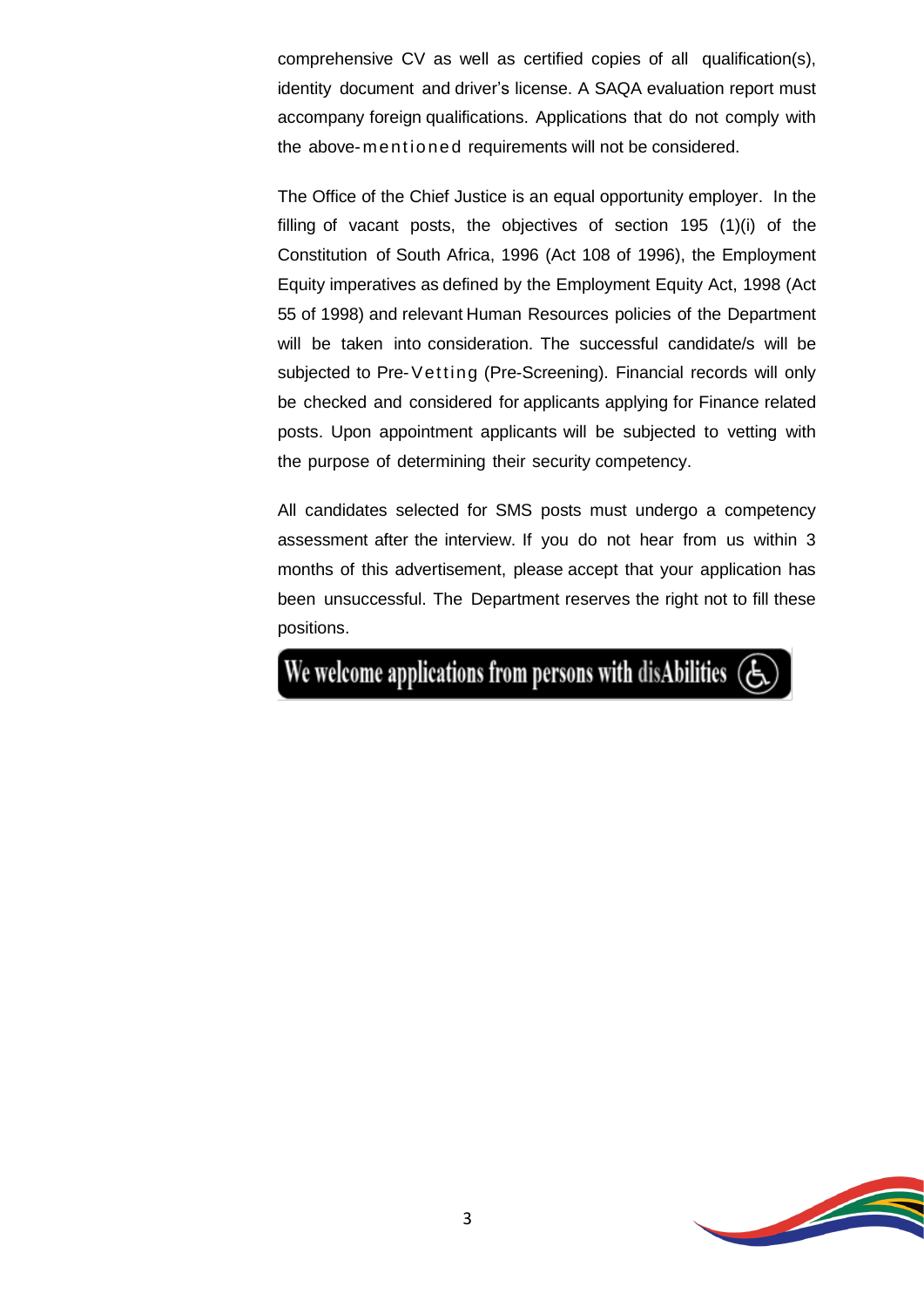comprehensive CV as well as certified copies of all qualification(s), identity document and driver's license. A SAQA evaluation report must accompany foreign qualifications. Applications that do not comply with the above-mentioned requirements will not be considered.

The Office of the Chief Justice is an equal opportunity employer. In the filling of vacant posts, the objectives of section 195 (1)(i) of the Constitution of South Africa, 1996 (Act 108 of 1996), the Employment Equity imperatives as defined by the Employment Equity Act, 1998 (Act 55 of 1998) and relevant Human Resources policies of the Department will be taken into consideration. The successful candidate/s will be subjected to Pre-Vetting (Pre-Screening). Financial records will only be checked and considered for applicants applying for Finance related posts. Upon appointment applicants will be subjected to vetting with the purpose of determining their security competency.

All candidates selected for SMS posts must undergo a competency assessment after the interview. If you do not hear from us within 3 months of this advertisement, please accept that your application has been unsuccessful. The Department reserves the right not to fill these positions.

We welcome applications from persons with disAbilities